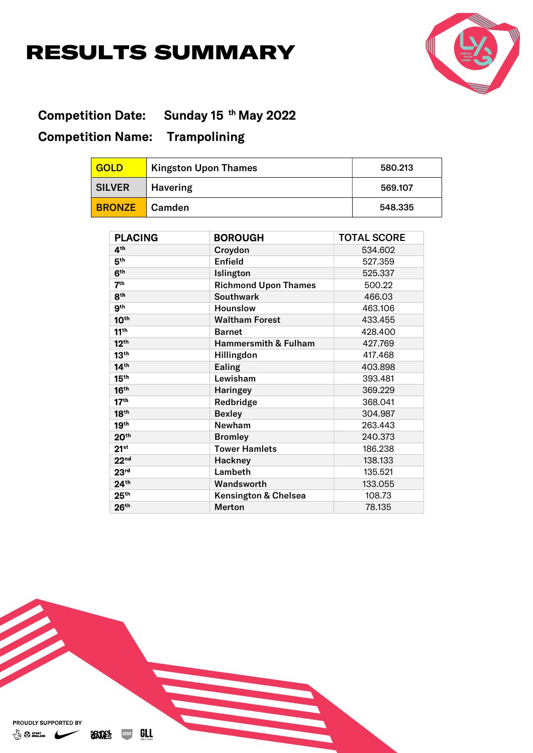# RESULTS SUMMARY

**Competition Date:** Sunday 15th May 2022

**Competition Name:** Trampolining

| | | |
|---|---|---|
| GOLD | Kingston Upon Thames | 580.213 |
| SILVER | Havering | 569.107 |
| BRONZE | Camden | 548.335 |

| PLACING | BOROUGH | TOTAL SCORE |
|---|---|---|
| 4th | Croydon | 534.602 |
| 5th | Enfield | 527.359 |
| 6th | Islington | 525.337 |
| 7th | Richmond Upon Thames | 500.22 |
| 8th | Southwark | 466.03 |
| 9th | Hounslow | 463.106 |
| 10th | Waltham Forest | 433.455 |
| 11th | Barnet | 428.400 |
| 12th | Hammersmith & Fulham | 427.769 |
| 13th | Hillingdon | 417.468 |
| 14th | Ealing | 403.898 |
| 15th | Lewisham | 393.481 |
| 16th | Haringey | 369.229 |
| 17th | Redbridge | 368.041 |
| 18th | Bexley | 304.987 |
| 19th | Newham | 263.443 |
| 20th | Bromley | 240.373 |
| 21st | Tower Hamlets | 186.238 |
| 22nd | Hackney | 138.133 |
| 23rd | Lambeth | 135.521 |
| 24th | Wandsworth | 133.055 |
| 25th | Kensington & Chelsea | 108.73 |
| 26th | Merton | 78.135 |

PROUDLY SUPPORTED BY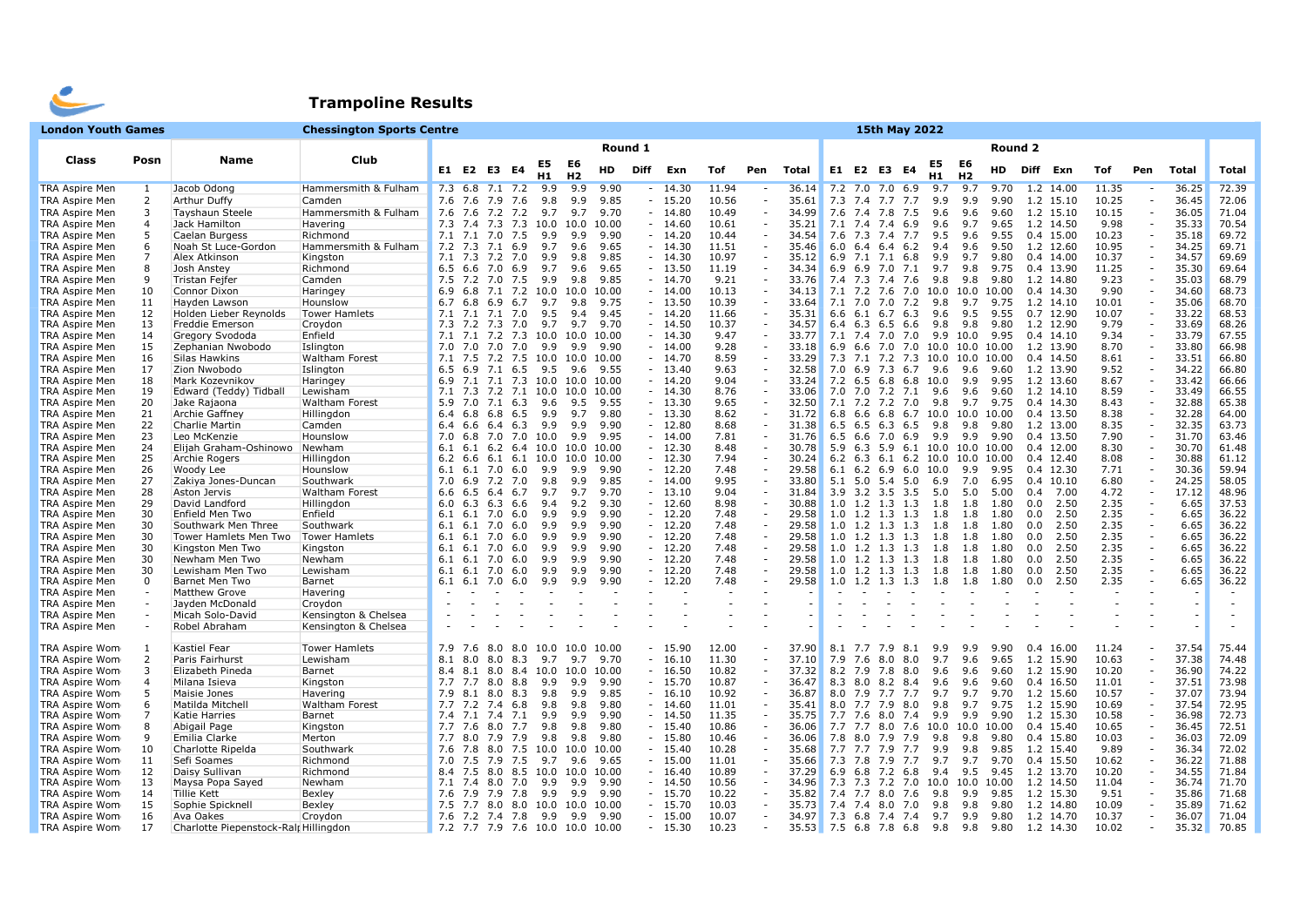# Trampoline Results

| London Youth Games | | | Chessington Sports Centre | | | | | | | | | | | | | | 15th May 2022 | | | | | | | | | | | | | |
|---|---|---|---|---|---|---|---|---|---|---|---|---|---|---|---|---|---|---|---|---|---|---|---|---|---|---|---|---|---|---|
| | | | | Round 1 | | | | | | | | | | | | | Round 2 | | | | | | | | | | | | | |
| Class | Posn | Name | Club | E1 | E2 | E3 | E4 | E5 H1 | E6 H2 | HD | Diff | Exn | Tof | Pen | Total | E1 | E2 | E3 | E4 | E5 H1 | E6 H2 | HD | Diff | Exn | Tof | Pen | Total | Total |
| TRA Aspire Men | 1 | Jacob Odong | Hammersmith & Fulham | 7.3 | 6.8 | 7.1 | 7.2 | 9.9 | 9.9 | 9.90 | - | 14.30 | 11.94 | - | 36.14 | 7.2 | 7.0 | 7.0 | 6.9 | 9.7 | 9.7 | 9.70 | 1.2 | 14.00 | 11.35 | - | 36.25 | 72.39 |
| TRA Aspire Men | 2 | Arthur Duffy | Camden | 7.6 | 7.6 | 7.9 | 7.6 | 9.8 | 9.9 | 9.85 | - | 15.20 | 10.56 | - | 35.61 | 7.3 | 7.4 | 7.7 | 7.7 | 9.9 | 9.9 | 9.90 | 1.2 | 15.10 | 10.25 | - | 36.45 | 72.06 |
| TRA Aspire Men | 3 | Tayshaun Steele | Hammersmith & Fulham | 7.6 | 7.6 | 7.2 | 7.2 | 9.7 | 9.7 | 9.70 | - | 14.80 | 10.49 | - | 34.99 | 7.6 | 7.4 | 7.8 | 7.5 | 9.6 | 9.6 | 9.60 | 1.2 | 15.10 | 10.15 | - | 36.05 | 71.04 |
| TRA Aspire Men | 4 | Jack Hamilton | Havering | 7.3 | 7.4 | 7.3 | 7.3 | 10.0 | 10.0 | 10.00 | - | 14.60 | 10.61 | - | 35.21 | 7.1 | 7.4 | 7.4 | 6.9 | 9.6 | 9.7 | 9.65 | 1.2 | 14.50 | 9.98 | - | 35.33 | 70.54 |
| TRA Aspire Men | 5 | Caelan Burgess | Richmond | 7.1 | 7.1 | 7.0 | 7.5 | 9.9 | 9.9 | 9.90 | - | 14.20 | 10.44 | - | 34.54 | 7.6 | 7.3 | 7.4 | 7.7 | 9.5 | 9.6 | 9.55 | 0.4 | 15.00 | 10.23 | - | 35.18 | 69.72 |
| TRA Aspire Men | 6 | Noah St Luce-Gordon | Hammersmith & Fulham | 7.2 | 7.3 | 7.1 | 6.9 | 9.7 | 9.6 | 9.65 | - | 14.30 | 11.51 | - | 35.46 | 6.0 | 6.4 | 6.4 | 6.2 | 9.4 | 9.6 | 9.50 | 1.2 | 12.60 | 10.95 | - | 34.25 | 69.71 |
| TRA Aspire Men | 7 | Alex Atkinson | Kingston | 7.1 | 7.3 | 7.2 | 7.0 | 9.9 | 9.8 | 9.85 | - | 14.30 | 10.97 | - | 35.12 | 6.9 | 7.1 | 7.1 | 6.8 | 9.9 | 9.7 | 9.80 | 0.4 | 14.00 | 10.37 | - | 34.57 | 69.69 |
| TRA Aspire Men | 8 | Josh Anstey | Richmond | 6.5 | 6.6 | 7.0 | 6.9 | 9.7 | 9.6 | 9.65 | - | 13.50 | 11.19 | - | 34.34 | 6.9 | 6.9 | 7.0 | 7.1 | 9.7 | 9.8 | 9.75 | 0.4 | 13.90 | 11.25 | - | 35.30 | 69.64 |
| TRA Aspire Men | 9 | Tristan Fejfer | Camden | 7.5 | 7.2 | 7.0 | 7.5 | 9.9 | 9.8 | 9.85 | - | 14.70 | 9.21 | - | 33.76 | 7.4 | 7.3 | 7.4 | 7.6 | 9.8 | 9.8 | 9.80 | 1.2 | 14.80 | 9.23 | - | 35.03 | 68.79 |
| TRA Aspire Men | 10 | Connor Dixon | Haringey | 6.9 | 6.8 | 7.1 | 7.2 | 10.0 | 10.0 | 10.00 | - | 14.00 | 10.13 | - | 34.13 | 7.1 | 7.2 | 7.6 | 7.0 | 10.0 | 10.0 | 10.00 | 0.4 | 14.30 | 9.90 | - | 34.60 | 68.73 |
| TRA Aspire Men | 11 | Hayden Lawson | Hounslow | 6.7 | 6.8 | 6.9 | 6.7 | 9.7 | 9.8 | 9.75 | - | 13.50 | 10.39 | - | 33.64 | 7.1 | 7.0 | 7.0 | 7.2 | 9.8 | 9.7 | 9.75 | 1.2 | 14.10 | 10.01 | - | 35.06 | 68.70 |
| TRA Aspire Men | 12 | Holden Lieber Reynolds | Tower Hamlets | 7.1 | 7.1 | 7.1 | 7.0 | 9.5 | 9.4 | 9.45 | - | 14.20 | 11.66 | - | 35.31 | 6.6 | 6.1 | 6.7 | 6.3 | 9.6 | 9.5 | 9.55 | 0.7 | 12.90 | 10.07 | - | 33.22 | 68.53 |
| TRA Aspire Men | 13 | Freddie Emerson | Croydon | 7.3 | 7.2 | 7.3 | 7.0 | 9.7 | 9.7 | 9.70 | - | 14.50 | 10.37 | - | 34.57 | 6.4 | 6.3 | 6.5 | 6.6 | 9.8 | 9.8 | 9.80 | 1.2 | 12.90 | 9.79 | - | 33.69 | 68.26 |
| TRA Aspire Men | 14 | Gregory Svododa | Enfield | 7.1 | 7.1 | 7.2 | 7.3 | 10.0 | 10.0 | 10.00 | - | 14.30 | 9.47 | - | 33.77 | 7.1 | 7.4 | 7.0 | 7.0 | 9.9 | 10.0 | 9.95 | 0.4 | 14.10 | 9.34 | - | 33.79 | 67.55 |
| TRA Aspire Men | 15 | Zephanian Nwobodo | Islington | 7.0 | 7.0 | 7.0 | 7.0 | 9.9 | 9.9 | 9.90 | - | 14.00 | 9.28 | - | 33.18 | 6.9 | 6.6 | 7.0 | 7.0 | 10.0 | 10.0 | 10.00 | 1.2 | 13.90 | 8.70 | - | 33.80 | 66.98 |
| TRA Aspire Men | 16 | Silas Hawkins | Waltham Forest | 7.1 | 7.5 | 7.2 | 7.5 | 10.0 | 10.0 | 10.00 | - | 14.70 | 8.59 | - | 33.29 | 7.3 | 7.1 | 7.2 | 7.3 | 10.0 | 10.0 | 10.00 | 0.4 | 14.50 | 8.61 | - | 33.51 | 66.80 |
| TRA Aspire Men | 17 | Zion Nwobodo | Islington | 6.5 | 6.9 | 7.1 | 6.5 | 9.5 | 9.6 | 9.55 | - | 13.40 | 9.63 | - | 32.58 | 7.0 | 6.9 | 7.3 | 6.7 | 9.6 | 9.6 | 9.60 | 1.2 | 13.90 | 9.52 | - | 34.22 | 66.80 |
| TRA Aspire Men | 18 | Mark Kozevnikov | Haringey | 6.9 | 7.1 | 7.1 | 7.3 | 10.0 | 10.0 | 10.00 | - | 14.20 | 9.04 | - | 33.24 | 7.2 | 6.5 | 6.8 | 6.8 | 10.0 | 9.9 | 9.95 | 1.2 | 13.60 | 8.67 | - | 33.42 | 66.66 |
| TRA Aspire Men | 19 | Edward (Teddy) Tidball | Lewisham | 7.1 | 7.3 | 7.2 | 7.1 | 10.0 | 10.0 | 10.00 | - | 14.30 | 8.76 | - | 33.06 | 7.0 | 7.0 | 7.2 | 7.1 | 9.6 | 9.6 | 9.60 | 1.2 | 14.10 | 8.69 | - | 33.49 | 66.55 |
| TRA Aspire Men | 20 | Jake Rajaona | Waltham Forest | 5.9 | 7.0 | 7.1 | 6.3 | 9.6 | 9.5 | 9.55 | - | 13.30 | 9.65 | - | 32.50 | 7.1 | 7.2 | 7.2 | 7.0 | 9.8 | 9.7 | 9.75 | 0.4 | 14.30 | 8.43 | - | 32.88 | 65.38 |
| TRA Aspire Men | 21 | Archie Gaffney | Hillingdon | 6.4 | 6.8 | 6.8 | 6.5 | 9.9 | 9.7 | 9.80 | - | 13.30 | 8.62 | - | 31.72 | 6.8 | 6.6 | 6.8 | 6.7 | 10.0 | 10.0 | 10.00 | 0.4 | 13.50 | 8.38 | - | 32.28 | 64.00 |
| TRA Aspire Men | 22 | Charlie Martin | Camden | 6.4 | 6.6 | 6.4 | 6.3 | 9.9 | 9.9 | 9.90 | - | 12.80 | 8.68 | - | 31.38 | 6.5 | 6.5 | 6.3 | 6.5 | 9.8 | 9.8 | 9.80 | 1.2 | 13.00 | 8.35 | - | 32.35 | 63.73 |
| TRA Aspire Men | 23 | Leo McKenzie | Hounslow | 7.0 | 6.8 | 7.0 | 7.0 | 10.0 | 9.9 | 9.95 | - | 14.00 | 7.81 | - | 31.76 | 6.5 | 6.6 | 7.0 | 6.9 | 9.9 | 9.9 | 9.90 | 0.4 | 13.50 | 7.90 | - | 31.70 | 63.46 |
| TRA Aspire Men | 24 | Elijah Graham-Oshinowo | Newham | 6.1 | 6.1 | 6.2 | 6.4 | 10.0 | 10.0 | 10.00 | - | 12.30 | 8.48 | - | 30.78 | 5.9 | 6.3 | 5.9 | 6.1 | 10.0 | 10.0 | 10.00 | 0.4 | 12.00 | 8.30 | - | 30.70 | 61.48 |
| TRA Aspire Men | 25 | Archie Rogers | Hillingdon | 6.2 | 6.6 | 6.1 | 6.1 | 10.0 | 10.0 | 10.00 | - | 12.30 | 7.94 | - | 30.24 | 6.2 | 6.3 | 6.1 | 6.2 | 10.0 | 10.0 | 10.00 | 0.4 | 12.40 | 8.08 | - | 30.88 | 61.12 |
| TRA Aspire Men | 26 | Woody Lee | Hounslow | 6.1 | 6.1 | 7.0 | 6.0 | 9.9 | 9.9 | 9.90 | - | 12.20 | 7.48 | - | 29.58 | 6.1 | 6.2 | 6.9 | 6.0 | 10.0 | 9.9 | 9.95 | 0.4 | 12.30 | 7.71 | - | 30.36 | 59.94 |
| TRA Aspire Men | 27 | Zakiya Jones-Duncan | Southwark | 7.0 | 6.9 | 7.2 | 7.0 | 9.8 | 9.9 | 9.85 | - | 14.00 | 9.95 | - | 33.80 | 5.1 | 5.0 | 5.4 | 5.0 | 6.9 | 7.0 | 6.95 | 0.4 | 10.10 | 6.80 | - | 24.25 | 58.05 |
| TRA Aspire Men | 28 | Aston Jervis | Waltham Forest | 6.6 | 6.5 | 6.4 | 6.7 | 9.7 | 9.7 | 9.70 | - | 13.10 | 9.04 | - | 31.84 | 3.9 | 3.2 | 3.5 | 3.5 | 5.0 | 5.0 | 5.00 | 0.4 | 7.00 | 4.72 | - | 17.12 | 48.96 |
| TRA Aspire Men | 29 | David Landford | Hillingdon | 6.0 | 6.3 | 6.3 | 6.6 | 9.4 | 9.2 | 9.30 | - | 12.60 | 8.98 | - | 30.88 | 1.0 | 1.2 | 1.3 | 1.3 | 1.8 | 1.8 | 1.80 | 0.0 | 2.50 | 2.35 | - | 6.65 | 37.53 |
| TRA Aspire Men | 30 | Enfield Men Two | Enfield | 6.1 | 6.1 | 7.0 | 6.0 | 9.9 | 9.9 | 9.90 | - | 12.20 | 7.48 | - | 29.58 | 1.0 | 1.2 | 1.3 | 1.3 | 1.8 | 1.8 | 1.80 | 0.0 | 2.50 | 2.35 | - | 6.65 | 36.22 |
| TRA Aspire Men | 30 | Southwark Men Three | Southwark | 6.1 | 6.1 | 7.0 | 6.0 | 9.9 | 9.9 | 9.90 | - | 12.20 | 7.48 | - | 29.58 | 1.0 | 1.2 | 1.3 | 1.3 | 1.8 | 1.8 | 1.80 | 0.0 | 2.50 | 2.35 | - | 6.65 | 36.22 |
| TRA Aspire Men | 30 | Tower Hamlets Men Two | Tower Hamlets | 6.1 | 6.1 | 7.0 | 6.0 | 9.9 | 9.9 | 9.90 | - | 12.20 | 7.48 | - | 29.58 | 1.0 | 1.2 | 1.3 | 1.3 | 1.8 | 1.8 | 1.80 | 0.0 | 2.50 | 2.35 | - | 6.65 | 36.22 |
| TRA Aspire Men | 30 | Kingston Men Two | Kingston | 6.1 | 6.1 | 7.0 | 6.0 | 9.9 | 9.9 | 9.90 | - | 12.20 | 7.48 | - | 29.58 | 1.0 | 1.2 | 1.3 | 1.3 | 1.8 | 1.8 | 1.80 | 0.0 | 2.50 | 2.35 | - | 6.65 | 36.22 |
| TRA Aspire Men | 30 | Newham Men Two | Newham | 6.1 | 6.1 | 7.0 | 6.0 | 9.9 | 9.9 | 9.90 | - | 12.20 | 7.48 | - | 29.58 | 1.0 | 1.2 | 1.3 | 1.3 | 1.8 | 1.8 | 1.80 | 0.0 | 2.50 | 2.35 | - | 6.65 | 36.22 |
| TRA Aspire Men | 30 | Lewisham Men Two | Lewisham | 6.1 | 6.1 | 7.0 | 6.0 | 9.9 | 9.9 | 9.90 | - | 12.20 | 7.48 | - | 29.58 | 1.0 | 1.2 | 1.3 | 1.3 | 1.8 | 1.8 | 1.80 | 0.0 | 2.50 | 2.35 | - | 6.65 | 36.22 |
| TRA Aspire Men | 0 | Barnet Men Two | Barnet | 6.1 | 6.1 | 7.0 | 6.0 | 9.9 | 9.9 | 9.90 | - | 12.20 | 7.48 | - | 29.58 | 1.0 | 1.2 | 1.3 | 1.3 | 1.8 | 1.8 | 1.80 | 0.0 | 2.50 | 2.35 | - | 6.65 | 36.22 |
| TRA Aspire Men | - | Matthew Grove | Havering | - | - | - | - | - | - | - | - | - | - | - | - | - | - | - | - | - | - | - | - | - | - | - | - | - |
| TRA Aspire Men | - | Jayden McDonald | Croydon | - | - | - | - | - | - | - | - | - | - | - | - | - | - | - | - | - | - | - | - | - | - | - | - | - |
| TRA Aspire Men | - | Micah Solo-David | Kensington & Chelsea | - | - | - | - | - | - | - | - | - | - | - | - | - | - | - | - | - | - | - | - | - | - | - | - | - |
| TRA Aspire Men | - | Robel Abraham | Kensington & Chelsea | - | - | - | - | - | - | - | - | - | - | - | - | - | - | - | - | - | - | - | - | - | - | - | - | - |
| TRA Aspire Wom | 1 | Kastiel Fear | Tower Hamlets | 7.9 | 7.6 | 8.0 | 8.0 | 10.0 | 10.0 | 10.00 | - | 15.90 | 12.00 | - | 37.90 | 8.1 | 7.7 | 7.9 | 8.1 | 9.9 | 9.9 | 9.90 | 0.4 | 16.00 | 11.24 | - | 37.54 | 75.44 |
| TRA Aspire Wom | 2 | Paris Fairhurst | Lewisham | 8.1 | 8.0 | 8.0 | 8.3 | 9.7 | 9.7 | 9.70 | - | 16.10 | 11.30 | - | 37.10 | 7.9 | 7.6 | 8.0 | 8.0 | 9.7 | 9.6 | 9.65 | 1.2 | 15.90 | 10.63 | - | 37.38 | 74.48 |
| TRA Aspire Wom | 3 | Elizabeth Pineda | Barnet | 8.4 | 8.1 | 8.0 | 8.4 | 10.0 | 10.0 | 10.00 | - | 16.50 | 10.82 | - | 37.32 | 8.2 | 7.9 | 7.8 | 8.0 | 9.6 | 9.6 | 9.60 | 1.2 | 15.90 | 10.20 | - | 36.90 | 74.22 |
| TRA Aspire Wom | 4 | Milana Isieva | Kingston | 7.7 | 7.7 | 8.0 | 8.8 | 9.9 | 9.9 | 9.90 | - | 15.70 | 10.87 | - | 36.47 | 8.3 | 8.0 | 8.2 | 8.4 | 9.6 | 9.6 | 9.60 | 0.4 | 16.50 | 11.01 | - | 37.51 | 73.98 |
| TRA Aspire Wom | 5 | Maisie Jones | Havering | 7.9 | 8.1 | 8.0 | 8.3 | 9.8 | 9.9 | 9.85 | - | 16.10 | 10.92 | - | 36.87 | 8.0 | 7.9 | 7.7 | 7.7 | 9.7 | 9.7 | 9.70 | 1.2 | 15.60 | 10.57 | - | 37.07 | 73.94 |
| TRA Aspire Wom | 6 | Matilda Mitchell | Waltham Forest | 7.7 | 7.2 | 7.4 | 6.8 | 9.8 | 9.8 | 9.80 | - | 14.60 | 11.01 | - | 35.41 | 8.0 | 7.7 | 7.9 | 8.0 | 9.8 | 9.7 | 9.75 | 1.2 | 15.90 | 10.69 | - | 37.54 | 72.95 |
| TRA Aspire Wom | 7 | Katie Harries | Barnet | 7.4 | 7.1 | 7.4 | 7.1 | 9.9 | 9.9 | 9.90 | - | 14.50 | 11.35 | - | 35.75 | 7.7 | 7.6 | 8.0 | 7.4 | 9.9 | 9.9 | 9.90 | 1.2 | 15.30 | 10.58 | - | 36.98 | 72.73 |
| TRA Aspire Wom | 8 | Abigail Page | Kingston | 7.7 | 7.6 | 8.0 | 7.7 | 9.8 | 9.8 | 9.80 | - | 15.40 | 10.86 | - | 36.06 | 7.7 | 7.7 | 8.0 | 7.6 | 10.0 | 10.0 | 10.00 | 0.4 | 15.40 | 10.65 | - | 36.45 | 72.51 |
| TRA Aspire Wom | 9 | Emilia Clarke | Merton | 7.7 | 8.0 | 7.9 | 7.9 | 9.8 | 9.8 | 9.80 | - | 15.80 | 10.46 | - | 36.06 | 7.8 | 8.0 | 7.9 | 7.9 | 9.8 | 9.8 | 9.80 | 0.4 | 15.80 | 10.03 | - | 36.03 | 72.09 |
| TRA Aspire Wom | 10 | Charlotte Ripelda | Southwark | 7.6 | 7.8 | 8.0 | 7.5 | 10.0 | 10.0 | 10.00 | - | 15.40 | 10.28 | - | 35.68 | 7.7 | 7.7 | 7.9 | 7.7 | 9.9 | 9.8 | 9.85 | 1.2 | 15.40 | 9.89 | - | 36.34 | 72.02 |
| TRA Aspire Wom | 11 | Sefi Soames | Richmond | 7.0 | 7.5 | 7.9 | 7.5 | 9.7 | 9.6 | 9.65 | - | 15.00 | 11.01 | - | 35.66 | 7.3 | 7.8 | 7.9 | 7.7 | 9.7 | 9.7 | 9.70 | 0.4 | 15.50 | 10.62 | - | 36.22 | 71.88 |
| TRA Aspire Wom | 12 | Daisy Sullivan | Richmond | 8.4 | 7.5 | 8.0 | 8.5 | 10.0 | 10.0 | 10.00 | - | 16.40 | 10.89 | - | 37.29 | 6.9 | 6.8 | 7.2 | 6.8 | 9.4 | 9.5 | 9.45 | 1.2 | 13.70 | 10.20 | - | 34.55 | 71.84 |
| TRA Aspire Wom | 13 | Maysa Popa Sayed | Newham | 7.1 | 7.4 | 8.0 | 7.0 | 9.9 | 9.9 | 9.90 | - | 14.50 | 10.56 | - | 34.96 | 7.3 | 7.3 | 7.2 | 7.0 | 10.0 | 10.0 | 10.00 | 1.2 | 14.50 | 11.04 | - | 36.74 | 71.70 |
| TRA Aspire Wom | 14 | Tillie Kett | Bexley | 7.6 | 7.9 | 7.9 | 7.8 | 9.9 | 9.9 | 9.90 | - | 15.70 | 10.22 | - | 35.82 | 7.4 | 7.7 | 8.0 | 7.6 | 9.8 | 9.9 | 9.85 | 1.2 | 15.30 | 9.51 | - | 35.86 | 71.68 |
| TRA Aspire Wom | 15 | Sophie Spicknell | Bexley | 7.5 | 7.7 | 8.0 | 8.0 | 10.0 | 10.0 | 10.00 | - | 15.70 | 10.03 | - | 35.73 | 7.4 | 7.4 | 8.0 | 7.0 | 9.8 | 9.8 | 9.80 | 1.2 | 14.80 | 10.09 | - | 35.89 | 71.62 |
| TRA Aspire Wom | 16 | Ava Oakes | Croydon | 7.6 | 7.2 | 7.4 | 7.8 | 9.9 | 9.9 | 9.90 | - | 15.00 | 10.07 | - | 34.97 | 7.3 | 6.8 | 7.4 | 7.4 | 9.7 | 9.9 | 9.80 | 1.2 | 14.70 | 10.37 | - | 36.07 | 71.04 |
| TRA Aspire Wom | 17 | Charlotte Piepenstock-Ral | Hillingdon | 7.2 | 7.7 | 7.9 | 7.6 | 10.0 | 10.0 | 10.00 | - | 15.30 | 10.23 | - | 35.53 | 7.5 | 6.8 | 7.8 | 6.8 | 9.8 | 9.8 | 9.80 | 1.2 | 14.30 | 10.02 | - | 35.32 | 70.85 |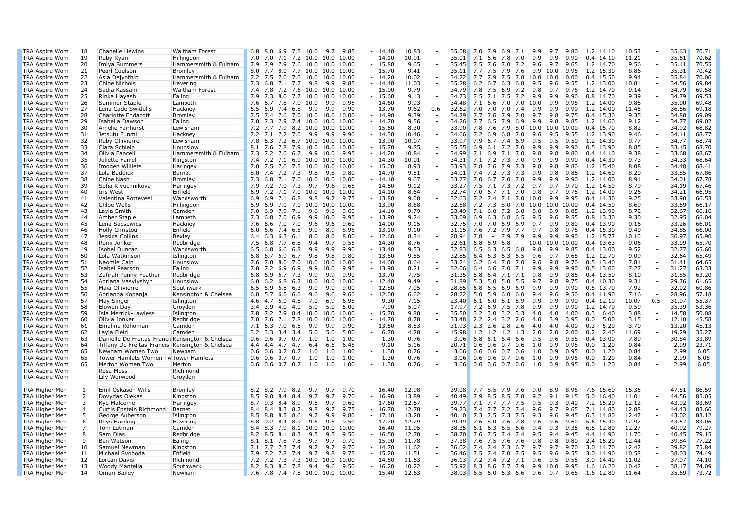| | | | | | | | | | | | | | | | | | | | | | | | | | | | | |
|---|---|---|---|---|---|---|---|---|---|---|---|---|---|---|---|---|---|---|---|---|---|---|---|---|---|---|---|---|
| TRA Aspire Wom | 18 | Chanelle Hewins | Waltham Forest | 6.8 | 8.0 | 6.9 | 7.5 | 10.0 | 9.7 | 9.85 | - | 14.40 | 10.83 | - | 35.08 | 7.0 | 7.9 | 6.9 | 7.1 | 9.9 | 9.7 | 9.80 | 1.2 | 14.10 | 10.53 | - | 35.63 | 70.71 |
| TRA Aspire Wom | 19 | Ruby Ryan | Hillingdon | 7.0 | 7.0 | 7.1 | 7.2 | 10.0 | 10.0 | 10.00 | - | 14.10 | 10.91 | - | 35.01 | 7.1 | 6.6 | 7.8 | 7.0 | 9.9 | 9.9 | 9.90 | 0.4 | 14.10 | 11.21 | - | 35.61 | 70.62 |
| TRA Aspire Wom | 20 | Imiya Summers | Hammersmith & Fulham | 7.9 | 7.9 | 7.9 | 7.6 | 10.0 | 10.0 | 10.00 | - | 15.80 | 9.65 | - | 35.45 | 7.5 | 7.6 | 7.0 | 7.2 | 9.6 | 9.7 | 9.65 | 1.2 | 14.70 | 9.56 | - | 35.11 | 70.55 |
| TRA Aspire Wom | 21 | Pearl Coulson | Bromley | 8.0 | 7.7 | 8.0 | 7.7 | 10.0 | 10.0 | 10.00 | - | 15.70 | 9.41 | - | 35.11 | 7.7 | 7.5 | 7.9 | 7.6 | 9.9 | 10.0 | 9.95 | 1.2 | 15.30 | 8.86 | - | 35.31 | 70.42 |
| TRA Aspire Wom | 22 | Asia Dejyothin | Hammersmith & Fulham | 7.2 | 7.5 | 7.0 | 7.0 | 10.0 | 10.0 | 10.00 | - | 14.20 | 10.02 | - | 34.22 | 7.7 | 7.9 | 7.5 | 7.8 | 10.0 | 10.0 | 10.00 | 0.4 | 15.50 | 9.94 | - | 35.84 | 70.06 |
| TRA Aspire Wom | 23 | Chloe Nichols | Havering | 7.3 | 6.8 | 7.1 | 7.7 | 9.8 | 9.9 | 9.85 | - | 14.40 | 11.03 | - | 35.28 | 6.2 | 6.7 | 6.3 | 6.8 | 9.5 | 9.6 | 9.55 | 1.2 | 13.00 | 10.81 | - | 34.56 | 69.84 |
| TRA Aspire Wom | 24 | Sadia Kassam | Waltham Forest | 7.4 | 7.8 | 7.2 | 7.6 | 10.0 | 10.0 | 10.00 | - | 15.00 | 9.79 | - | 34.79 | 7.8 | 7.5 | 6.9 | 7.2 | 9.8 | 9.7 | 9.75 | 1.2 | 14.70 | 9.14 | - | 34.79 | 69.58 |
| TRA Aspire Wom | 25 | Rinka Hayash | Ealing | 7.9 | 7.3 | 8.0 | 7.7 | 10.0 | 10.0 | 10.00 | - | 15.60 | 9.13 | - | 34.73 | 7.5 | 7.1 | 7.5 | 7.2 | 9.9 | 9.9 | 9.90 | 0.8 | 14.70 | 9.39 | - | 34.79 | 69.53 |
| TRA Aspire Wom | 26 | Summer Staple | Lambeth | 7.6 | 6.7 | 7.8 | 7.0 | 10.0 | 9.9 | 9.95 | - | 14.60 | 9.93 | - | 34.48 | 7.1 | 6.6 | 7.0 | 7.0 | 10.0 | 9.9 | 9.95 | 1.2 | 14.00 | 9.85 | - | 35.00 | 69.48 |
| TRA Aspire Wom | 27 | Lena Cade Swidells | Hackney | 6.5 | 6.9 | 7.4 | 6.8 | 9.9 | 9.9 | 9.90 | - | 13.70 | 9.62 | 0.6 | 32.62 | 7.0 | 7.0 | 7.0 | 7.4 | 9.9 | 9.9 | 9.90 | 1.2 | 14.00 | 11.46 | - | 36.56 | 69.18 |
| TRA Aspire Wom | 28 | Charlotte Endacott | Bromley | 7.5 | 7.4 | 7.6 | 7.0 | 10.0 | 10.0 | 10.00 | - | 14.90 | 9.39 | - | 34.29 | 7.7 | 7.6 | 7.9 | 7.0 | 9.7 | 9.8 | 9.75 | 0.4 | 15.30 | 9.35 | - | 34.80 | 69.09 |
| TRA Aspire Wom | 29 | Isabella Dawson | Ealing | 7.0 | 7.3 | 7.9 | 7.4 | 10.0 | 10.0 | 10.00 | - | 14.70 | 9.56 | - | 34.26 | 7.7 | 6.5 | 7.9 | 6.9 | 9.9 | 9.8 | 9.85 | 1.2 | 14.60 | 9.12 | - | 34.77 | 69.02 |
| TRA Aspire Wom | 30 | Amelie Fairhurst | Lewisham | 7.2 | 7.7 | 7.9 | 8.2 | 10.0 | 10.0 | 10.00 | - | 15.60 | 8.30 | - | 33.90 | 7.8 | 7.6 | 7.9 | 8.0 | 10.0 | 10.0 | 10.00 | 0.4 | 15.70 | 8.82 | - | 34.92 | 68.82 |
| TRA Aspire Wom | 31 | Jetsutu Funmi | Hackney | 7.2 | 7.1 | 7.2 | 7.0 | 9.9 | 9.9 | 9.90 | - | 14.30 | 10.46 | - | 34.66 | 7.2 | 6.9 | 6.8 | 7.0 | 9.6 | 9.5 | 9.55 | 1.2 | 13.90 | 9.46 | - | 34.11 | 68.77 |
| TRA Aspire Wom | 32 | Ruby Ollivierre | Lewisham | 7.8 | 6.3 | 7.2 | 6.7 | 10.0 | 10.0 | 10.00 | - | 13.90 | 10.07 | - | 33.97 | 7.9 | 6.7 | 7.4 | 6.9 | 9.5 | 9.5 | 9.50 | 1.2 | 14.30 | 9.77 | - | 34.77 | 68.74 |
| TRA Aspire Wom | 33 | Ciara Schleip | Hounslow | 8.1 | 7.6 | 7.8 | 7.9 | 10.0 | 10.0 | 10.00 | - | 15.70 | 9.85 | - | 35.55 | 6.9 | 6.1 | 7.2 | 7.0 | 9.9 | 9.9 | 9.90 | 0.5 | 13.90 | 8.85 | - | 33.15 | 68.70 |
| TRA Aspire Wom | 34 | Olivia Fancelli | Hammersmith & Fulham | 7.3 | 7.2 | 7.0 | 6.7 | 9.9 | 10.0 | 9.95 | - | 14.20 | 10.84 | - | 34.99 | 7.1 | 6.9 | 7.1 | 7.0 | 9.8 | 9.8 | 9.80 | 0.4 | 14.10 | 9.38 | - | 33.68 | 68.67 |
| TRA Aspire Wom | 35 | Juliette Farrell | Kingston | 7.4 | 7.2 | 7.1 | 6.9 | 10.0 | 10.0 | 10.00 | - | 14.30 | 10.01 | - | 34.31 | 7.1 | 7.2 | 7.3 | 7.0 | 9.9 | 9.9 | 9.90 | 0.4 | 14.30 | 9.73 | - | 34.33 | 68.64 |
| TRA Aspire Wom | 36 | Imogen Williets | Haringey | 7.0 | 7.5 | 7.6 | 7.5 | 10.0 | 10.0 | 10.00 | - | 15.00 | 8.93 | - | 33.93 | 7.8 | 7.6 | 7.9 | 7.3 | 9.8 | 9.8 | 9.80 | 1.2 | 15.40 | 8.08 | - | 34.48 | 68.41 |
| TRA Aspire Wom | 37 | Lola Baddick | Barnet | 8.0 | 7.4 | 7.2 | 7.3 | 9.8 | 9.8 | 9.80 | - | 14.70 | 9.51 | - | 34.01 | 7.4 | 7.2 | 7.3 | 7.3 | 9.9 | 9.8 | 9.85 | 1.2 | 14.60 | 8.20 | - | 33.85 | 67.86 |
| TRA Aspire Wom | 38 | Chloe Nash | Bromley | 7.3 | 6.8 | 7.1 | 7.0 | 10.0 | 10.0 | 10.00 | - | 14.10 | 9.67 | - | 33.77 | 7.0 | 6.7 | 7.0 | 7.0 | 9.9 | 9.9 | 9.90 | 1.2 | 14.00 | 8.91 | - | 34.01 | 67.78 |
| TRA Aspire Wom | 39 | Sofia Klyuchnikova | Haringey | 7.9 | 7.2 | 7.0 | 7.3 | 9.7 | 9.6 | 9.65 | - | 14.50 | 9.12 | - | 33.27 | 7.5 | 7.1 | 7.3 | 7.2 | 9.7 | 9.7 | 9.70 | 1.2 | 14.50 | 8.79 | - | 34.19 | 67.46 |
| TRA Aspire Wom | 40 | Iris West | Enfield | 6.9 | 7.2 | 7.1 | 7.0 | 10.0 | 10.0 | 10.00 | - | 14.10 | 8.64 | - | 32.74 | 7.0 | 6.7 | 7.1 | 7.0 | 9.8 | 9.7 | 9.75 | 1.2 | 14.00 | 9.26 | - | 34.21 | 66.95 |
| TRA Aspire Wom | 41 | Valentina Rotteveel | Wandsworth | 6.9 | 6.9 | 7.1 | 6.8 | 9.8 | 9.7 | 9.75 | - | 13.80 | 9.08 | - | 32.63 | 7.2 | 7.4 | 7.1 | 7.0 | 10.0 | 9.9 | 9.95 | 0.4 | 14.30 | 9.25 | - | 33.90 | 66.53 |
| TRA Aspire Wom | 42 | Chloe Wells | Hillingdon | 6.9 | 6.9 | 7.0 | 7.0 | 10.0 | 10.0 | 10.00 | - | 13.90 | 8.68 | - | 32.58 | 7.2 | 7.3 | 8.0 | 7.0 | 10.0 | 10.0 | 10.00 | 0.4 | 14.50 | 8.69 | - | 33.59 | 66.17 |
| TRA Aspire Wom | 43 | Layla Smith | Camden | 7.0 | 6.9 | 7.9 | 7.1 | 9.6 | 9.6 | 9.60 | - | 14.10 | 9.79 | - | 33.49 | 7.1 | 6.8 | 7.2 | 6.8 | 8.8 | 8.9 | 8.85 | 1.2 | 13.90 | 8.72 | - | 32.67 | 66.16 |
| TRA Aspire Wom | 44 | Amber Staple | Lambeth | 7.3 | 6.8 | 7.0 | 6.9 | 9.9 | 10.0 | 9.95 | - | 13.90 | 9.24 | - | 33.09 | 6.9 | 6.3 | 6.8 | 6.5 | 9.5 | 9.6 | 9.55 | 0.8 | 13.30 | 9.30 | - | 32.95 | 66.04 |
| TRA Aspire Wom | 45 | Lena Sacsewics | Hackney | 7.6 | 6.6 | 7.0 | 7.0 | 9.6 | 9.6 | 9.60 | - | 14.00 | 9.15 | - | 32.75 | 7.0 | 7.0 | 6.9 | 6.9 | 9.7 | 9.9 | 9.80 | 0.4 | 13.90 | 9.16 | - | 33.26 | 66.01 |
| TRA Aspire Wom | 46 | Holly Christou | Enfield | 6.0 | 6.6 | 7.4 | 6.5 | 9.0 | 8.9 | 8.95 | - | 13.10 | 9.10 | - | 31.15 | 7.6 | 7.2 | 7.9 | 7.7 | 9.7 | 9.8 | 9.75 | 0.4 | 15.30 | 9.40 | - | 34.85 | 66.00 |
| TRA Aspire Wom | 47 | Jessica Collins | Bexley | 6.4 | 6.3 | 6.3 | 6.1 | 8.0 | 8.0 | 8.00 | - | 12.60 | 8.34 | - | 28.94 | 7.8 | - | 7.9 | 7.9 | 9.9 | 9.9 | 9.90 | 1.2 | 15.77 | 10.10 | - | 36.97 | 65.90 |
| TRA Aspire Wom | 48 | Romi Jonker | Redbridge | 7.5 | 6.8 | 7.7 | 6.8 | 9.4 | 9.7 | 9.55 | - | 14.30 | 8.76 | - | 32.61 | 6.8 | 6.9 | 6.8 | - | 10.0 | 10.0 | 10.00 | 0.4 | 13.63 | 9.06 | - | 33.09 | 65.70 |
| TRA Aspire Wom | 49 | Isobel Duncan | Wandsworth | 6.5 | 6.8 | 6.6 | 6.8 | 9.9 | 9.9 | 9.90 | - | 13.40 | 9.53 | - | 32.83 | 6.5 | 6.3 | 6.5 | 6.8 | 9.8 | 9.9 | 9.85 | 0.4 | 13.00 | 9.52 | - | 32.77 | 65.60 |
| TRA Aspire Wom | 50 | Lola Watkinson | Islington | 6.8 | 6.7 | 6.9 | 6.7 | 9.8 | 9.8 | 9.80 | - | 13.50 | 9.55 | - | 32.85 | 6.4 | 6.3 | 6.3 | 6.5 | 9.6 | 9.7 | 9.65 | 1.2 | 12.70 | 9.09 | - | 32.64 | 65.49 |
| TRA Aspire Wom | 51 | Naomie Cain | Hounslow | 7.6 | 7.0 | 8.0 | 7.0 | 10.0 | 10.0 | 10.00 | - | 14.60 | 8.64 | - | 33.24 | 6.2 | 6.4 | 7.0 | 7.0 | 9.6 | 9.8 | 9.70 | 0.5 | 13.40 | 7.81 | - | 31.41 | 64.65 |
| TRA Aspire Wom | 52 | Isabel Pearson | Ealing | 7.0 | 7.2 | 6.9 | 6.9 | 9.9 | 10.0 | 9.95 | - | 13.90 | 8.21 | - | 32.06 | 6.4 | 6.6 | 7.0 | 7.1 | 9.9 | 9.9 | 9.90 | 0.5 | 13.60 | 7.27 | - | 31.27 | 63.33 |
| TRA Aspire Wom | 53 | Zafirah Penny-Feather | Redbridge | 6.8 | 6.9 | 6.7 | 7.3 | 9.9 | 9.9 | 9.90 | - | 13.70 | 7.75 | - | 31.35 | 5.8 | 6.4 | 7.1 | 7.1 | 9.8 | 9.9 | 9.85 | 0.4 | 13.50 | 8.10 | - | 31.85 | 63.20 |
| TRA Aspire Wom | 54 | Adriana Vasylyshyn | Hounslow | 6.0 | 6.2 | 6.8 | 6.2 | 10.0 | 10.0 | 10.00 | - | 12.40 | 9.49 | - | 31.89 | 5.3 | 5.0 | 5.0 | 5.5 | 9.7 | 9.8 | 9.75 | 0.4 | 10.30 | 9.31 | - | 29.76 | 61.65 |
| TRA Aspire Wom | 55 | Maia Ollivierre | Southwark | 6.5 | 5.9 | 6.8 | 6.3 | 9.0 | 9.0 | 9.00 | - | 12.80 | 7.05 | - | 28.85 | 6.8 | 6.5 | 6.9 | 6.9 | 9.9 | 9.9 | 9.90 | 0.5 | 13.70 | 7.92 | - | 32.02 | 60.86 |
| TRA Aspire Wom | 56 | Adrianna Kopanja | Kensington & Chelsea | 6.0 | 5.7 | 6.0 | 6.0 | 9.6 | 9.6 | 9.60 | - | 12.00 | 6.62 | - | 28.22 | 5.0 | 5.9 | 6.0 | 6.0 | 9.4 | 9.6 | 9.50 | 0.4 | 11.90 | 7.16 | - | 28.96 | 57.18 |
| TRA Aspire Wom | 57 | May Singer | Islington | 4.6 | 4.7 | 5.0 | 4.5 | 7.0 | 6.9 | 6.95 | - | 9.30 | 7.15 | - | 23.40 | 6.1 | 6.0 | 6.1 | 5.9 | 9.9 | 9.9 | 9.90 | 0.4 | 12.10 | 10.07 | 0.5 | 31.97 | 55.37 |
| TRA Aspire Wom | 58 | Elowen Day | Croydon | 3.4 | 3.9 | 4.0 | 4.0 | 5.0 | 5.0 | 5.00 | - | 7.90 | 5.07 | - | 17.97 | 7.2 | 6.9 | 7.5 | 7.8 | 9.9 | 9.9 | 9.90 | 1.2 | 14.70 | 9.59 | - | 35.39 | 53.36 |
| TRA Aspire Wom | 59 | Isla Merrick-Lawless | Islington | 7.8 | 7.2 | 7.9 | 8.4 | 10.0 | 10.0 | 10.00 | - | 15.70 | 9.80 | - | 35.50 | 3.2 | 3.0 | 3.2 | 3.3 | 4.0 | 4.0 | 4.00 | 0.3 | 6.40 | 3.88 | - | 14.58 | 50.08 |
| TRA Aspire Wom | 60 | Olivia Jonker | Redbridge | 7.0 | 7.6 | 7.1 | 7.8 | 10.0 | 10.0 | 10.00 | - | 14.70 | 8.78 | - | 33.48 | 2.2 | 2.4 | 3.2 | 2.6 | 4.0 | 3.9 | 3.95 | 0.0 | 5.00 | 3.15 | - | 12.10 | 45.58 |
| TRA Aspire Wom | 61 | Emaline Rohoman | Camden | 7.1 | 6.3 | 7.0 | 6.5 | 9.9 | 9.9 | 9.90 | - | 13.50 | 8.53 | - | 31.93 | 2.3 | 2.6 | 2.8 | 2.6 | 4.0 | 4.0 | 4.00 | 0.3 | 5.20 | 3.70 | - | 13.20 | 45.13 |
| TRA Aspire Wom | 62 | Layla Field | Camden | 3.2 | 3.3 | 3.4 | 3.4 | 5.0 | 5.0 | 5.00 | - | 6.70 | 4.28 | - | 15.98 | 1.2 | 1.2 | 1.2 | 1.3 | 2.0 | 2.0 | 2.00 | 0.2 | 2.40 | 14.69 | - | 19.29 | 35.27 |
| TRA Aspire Wom | 63 | Danielle De Freitas-Francis | Kensington & Chelsea | 0.6 | 0.6 | 0.7 | 0.7 | 1.0 | 1.0 | 1.00 | - | 1.30 | 0.76 | - | 3.06 | 6.8 | 6.1 | 6.4 | 6.6 | 9.5 | 9.6 | 9.55 | 0.4 | 13.00 | 7.89 | - | 30.84 | 33.89 |
| TRA Aspire Wom | 64 | Tiffany De Freitas-Francis | Kensington & Chelsea | 4.4 | 4.4 | 4.7 | 4.7 | 6.4 | 6.5 | 6.45 | - | 9.10 | 5.16 | - | 20.71 | 0.6 | 0.6 | 0.7 | 0.6 | 1.0 | 0.9 | 0.95 | 0.0 | 1.20 | 0.84 | - | 2.99 | 23.71 |
| TRA Aspire Wom | 65 | Newham Women Two | Newham | 0.6 | 0.6 | 0.7 | 0.7 | 1.0 | 1.0 | 1.00 | - | 1.30 | 0.76 | - | 3.06 | 0.6 | 0.6 | 0.7 | 0.6 | 1.0 | 0.9 | 0.95 | 0.0 | 1.20 | 0.84 | - | 2.99 | 6.05 |
| TRA Aspire Wom | 65 | Tower Hamlets Women Tw | Tower Hamlets | 0.6 | 0.6 | 0.7 | 0.7 | 1.0 | 1.0 | 1.00 | - | 1.30 | 0.76 | - | 3.06 | 0.6 | 0.6 | 0.7 | 0.6 | 1.0 | 0.9 | 0.95 | 0.0 | 1.20 | 0.84 | - | 2.99 | 6.05 |
| TRA Aspire Wom | 65 | Merton Women Two | Merton | 0.6 | 0.6 | 0.7 | 0.7 | 1.0 | 1.0 | 1.00 | - | 1.30 | 0.76 | - | 3.06 | 0.6 | 0.6 | 0.7 | 0.6 | 1.0 | 0.9 | 0.95 | 0.0 | 1.20 | 0.84 | - | 2.99 | 6.05 |
| TRA Aspire Wom | - | Rosa Moss | Richmond | - | - | - | - | - | - | - | - | - | - | - | - | - | - | - | - | - | - | - | - | - | - | - | - | - |
| TRA Aspire Wom | - | Lily Worwood | Croydon | - | - | - | - | - | - | - | - | - | - | - | - | - | - | - | - | - | - | - | - | - | - | - | - | - |
| | | | | | | | | | | | | | | | | | | | | | | | | | | | | |
| TRA Higher Men | 1 | Emil Oskasen Wills | Bromley | 8.2 | 8.2 | 7.9 | 8.2 | 9.7 | 9.7 | 9.70 | - | 16.40 | 12.98 | - | 39.08 | 7.7 | 8.5 | 7.9 | 7.6 | 9.0 | 8.9 | 8.95 | 7.6 | 15.60 | 15.36 | - | 47.51 | 86.59 |
| TRA Higher Men | 2 | Dovydas Olekas | Kingston | 8.5 | 9.0 | 8.4 | 8.4 | 9.7 | 9.7 | 9.70 | - | 16.90 | 13.89 | - | 40.49 | 7.9 | 8.5 | 8.5 | 7.8 | 9.2 | 9.1 | 9.15 | 5.0 | 16.40 | 14.01 | - | 44.56 | 85.05 |
| TRA Higher Men | 3 | Kye Malcome | Haringey | 8.7 | 9.3 | 8.4 | 8.9 | 9.5 | 9.7 | 9.60 | - | 17.60 | 12.57 | - | 39.77 | 7.1 | 7.7 | 7.7 | 7.5 | 9.5 | 9.3 | 9.40 | 7.2 | 15.20 | 12.12 | - | 43.92 | 83.69 |
| TRA Higher Men | 4 | Curtis Epstein Richmond | Barnet | 8.4 | 8.4 | 8.3 | 8.2 | 9.8 | 9.7 | 9.75 | - | 16.70 | 12.78 | - | 39.23 | 7.4 | 7.7 | 7.2 | 7.4 | 9.6 | 9.7 | 9.65 | 7.1 | 14.80 | 12.88 | - | 44.43 | 83.66 |
| TRA Higher Men | 5 | George Auberson | Islington | 8.5 | 8.8 | 8.5 | 8.6 | 9.7 | 9.9 | 9.80 | - | 17.10 | 13.20 | - | 40.10 | 7.3 | 7.5 | 7.3 | 7.5 | 9.3 | 9.6 | 9.45 | 6.3 | 14.80 | 12.47 | - | 43.02 | 83.12 |
| TRA Higher Men | 6 | Rhys Harding | Havering | 8.8 | 9.2 | 8.4 | 8.9 | 9.5 | 9.5 | 9.50 | - | 17.70 | 12.29 | - | 39.49 | 7.6 | 8.0 | 7.6 | 7.8 | 9.6 | 9.6 | 9.60 | 5.6 | 15.40 | 12.97 | - | 43.57 | 83.06 |
| TRA Higher Men | 7 | Tom Lutman | Camden | 8.4 | 8.3 | 7.9 | 8.1 | 10.0 | 10.0 | 10.00 | - | 16.40 | 11.95 | - | 38.35 | 6.1 | 6.3 | 6.5 | 6.6 | 9.4 | 9.3 | 9.35 | 6.5 | 12.80 | 12.27 | - | 40.92 | 79.27 |
| TRA Higher Men | 8 | Sam Dias | Redbridge | 8.2 | 8.5 | 8.1 | 8.3 | 9.5 | 9.5 | 9.50 | - | 16.50 | 12.70 | - | 38.70 | 7.6 | 7.5 | 7.4 | 7.4 | 9.5 | 9.4 | 9.45 | 4.4 | 14.90 | 11.70 | - | 40.45 | 79.15 |
| TRA Higher Men | 9 | Ben Watson | Ealing | 8.1 | 8.1 | 7.8 | 7.8 | 9.7 | 9.7 | 9.70 | - | 15.90 | 11.78 | - | 37.38 | 7.6 | 7.5 | 7.6 | 7.6 | 9.8 | 9.8 | 9.80 | 2.4 | 15.20 | 12.44 | - | 39.84 | 77.22 |
| TRA Higher Men | 10 | Samuel Newman | Kingston | 7.1 | 7.7 | 7.3 | 7.4 | 9.7 | 9.7 | 9.70 | - | 14.70 | 11.62 | - | 36.02 | 7.4 | 7.4 | 7.3 | 6.7 | 9.7 | 9.7 | 9.70 | 3.0 | 14.70 | 12.42 | - | 39.82 | 75.84 |
| TRA Higher Men | 11 | Michael Svoboda | Enfield | 7.9 | 7.2 | 7.8 | 7.4 | 9.7 | 9.8 | 9.75 | - | 15.20 | 11.51 | - | 36.46 | 7.5 | 7.4 | 7.0 | 7.5 | 9.5 | 9.6 | 9.55 | 3.0 | 14.90 | 10.58 | - | 38.03 | 74.49 |
| TRA Higher Men | 12 | Lorcan Davis | Richmond | 7.2 | 7.2 | 7.3 | 7.3 | 10.0 | 10.0 | 10.00 | - | 14.50 | 11.63 | - | 36.13 | 7.2 | 7.4 | 7.2 | 7.1 | 9.6 | 9.5 | 9.55 | 3.0 | 14.40 | 11.02 | - | 37.97 | 74.10 |
| TRA Higher Men | 13 | Woody Mantella | Southwark | 8.2 | 8.3 | 8.0 | 7.8 | 9.4 | 9.6 | 9.50 | - | 16.20 | 10.22 | - | 35.92 | 8.3 | 8.6 | 7.7 | 7.9 | 9.9 | 10.0 | 9.95 | 1.6 | 16.20 | 10.42 | - | 38.17 | 74.09 |
| TRA Higher Men | 14 | Omari Bailey | Newham | 7.6 | 7.8 | 7.4 | 7.8 | 10.0 | 10.0 | 10.00 | - | 15.40 | 12.63 | - | 38.03 | 6.5 | 6.0 | 6.3 | 6.6 | 9.6 | 9.7 | 9.65 | 1.6 | 12.80 | 11.64 | - | 35.69 | 73.72 |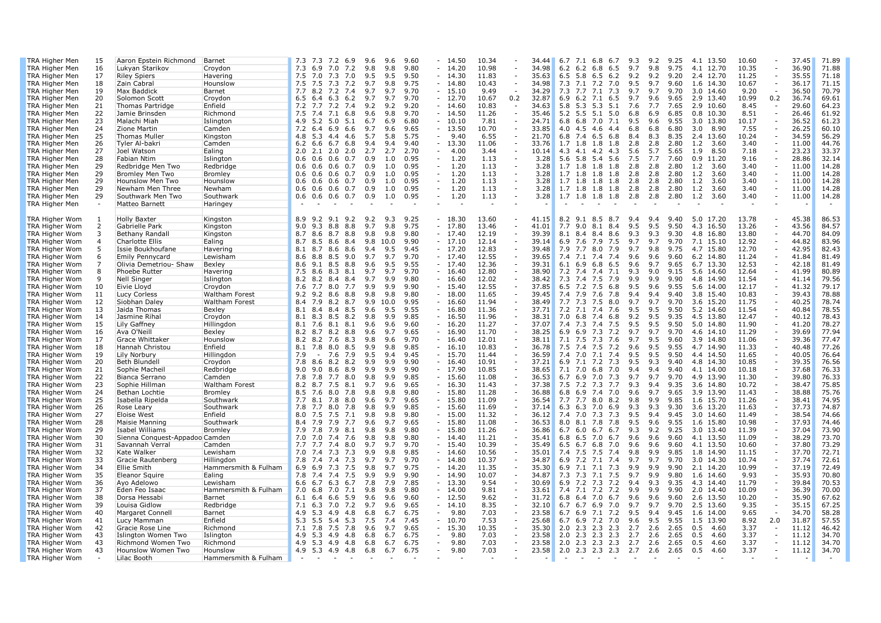| | | | | | | | | | | | | | | | | | | | | | | | | | | | | |
|---|---|---|---|---|---|---|---|---|---|---|---|---|---|---|---|---|---|---|---|---|---|---|---|---|---|---|---|---|
| TRA Higher Men | 15 | Aaron Epstein Richmond | Barnet | 7.3 | 7.3 | 7.2 | 6.9 | 9.6 | 9.6 | 9.60 | - | 14.50 | 10.34 | - | 34.44 | 6.7 | 7.1 | 6.8 | 6.7 | 9.3 | 9.2 | 9.25 | 4.1 | 13.50 | 10.60 | - | 37.45 | 71.89 |
| TRA Higher Men | 16 | Lukyan Starikov | Croydon | 7.3 | 6.9 | 7.0 | 7.2 | 9.8 | 9.8 | 9.80 | - | 14.20 | 10.98 | - | 34.98 | 6.2 | 6.2 | 6.8 | 6.5 | 9.7 | 9.8 | 9.75 | 4.1 | 12.70 | 10.35 | - | 36.90 | 71.88 |
| TRA Higher Men | 17 | Riley Spiers | Havering | 7.5 | 7.0 | 7.3 | 7.0 | 9.5 | 9.5 | 9.50 | - | 14.30 | 11.83 | - | 35.63 | 6.5 | 5.8 | 6.5 | 6.2 | 9.2 | 9.2 | 9.20 | 2.4 | 12.70 | 11.25 | - | 35.55 | 71.18 |
| TRA Higher Men | 18 | Zain Cabral | Hounslow | 7.5 | 7.5 | 7.3 | 7.2 | 9.7 | 9.8 | 9.75 | - | 14.80 | 10.43 | - | 34.98 | 7.3 | 7.1 | 7.2 | 7.0 | 9.5 | 9.7 | 9.60 | 1.6 | 14.30 | 10.67 | - | 36.17 | 71.15 |
| TRA Higher Men | 19 | Max Baddick | Barnet | 7.7 | 8.2 | 7.2 | 7.4 | 9.7 | 9.7 | 9.70 | - | 15.10 | 9.49 | - | 34.29 | 7.3 | 7.7 | 7.1 | 7.3 | 9.7 | 9.7 | 9.70 | 3.0 | 14.60 | 9.20 | - | 36.50 | 70.79 |
| TRA Higher Men | 20 | Solomon Scott | Croydon | 6.5 | 6.4 | 6.3 | 6.2 | 9.7 | 9.7 | 9.70 | - | 12.70 | 10.67 | 0.2 | 32.87 | 6.9 | 6.2 | 7.1 | 6.5 | 9.7 | 9.6 | 9.65 | 2.9 | 13.40 | 10.99 | 0.2 | 36.74 | 69.61 |
| TRA Higher Men | 21 | Thomas Partridge | Enfield | 7.2 | 7.7 | 7.2 | 7.4 | 9.2 | 9.2 | 9.20 | - | 14.60 | 10.83 | - | 34.63 | 5.8 | 5.3 | 5.3 | 5.1 | 7.6 | 7.7 | 7.65 | 2.9 | 10.60 | 8.45 | - | 29.60 | 64.23 |
| TRA Higher Men | 22 | Jamie Brinsden | Richmond | 7.5 | 7.4 | 7.1 | 6.8 | 9.6 | 9.8 | 9.70 | - | 14.50 | 11.26 | - | 35.46 | 5.2 | 5.5 | 5.1 | 5.0 | 6.8 | 6.9 | 6.85 | 0.8 | 10.30 | 8.51 | - | 26.46 | 61.92 |
| TRA Higher Men | 23 | Malachi Miah | Islington | 4.9 | 5.2 | 5.0 | 5.1 | 6.7 | 6.9 | 6.80 | - | 10.10 | 7.81 | - | 24.71 | 6.8 | 6.8 | 7.0 | 7.1 | 9.5 | 9.6 | 9.55 | 3.0 | 13.80 | 10.17 | - | 36.52 | 61.23 |
| TRA Higher Men | 24 | Zione Martin | Camden | 7.2 | 6.4 | 6.9 | 6.6 | 9.7 | 9.6 | 9.65 | - | 13.50 | 10.70 | - | 33.85 | 4.0 | 4.5 | 4.6 | 4.4 | 6.8 | 6.8 | 6.80 | 3.0 | 8.90 | 7.55 | - | 26.25 | 60.10 |
| TRA Higher Men | 25 | Thomas Muller | Kingston | 4.8 | 5.3 | 4.4 | 4.6 | 5.7 | 5.8 | 5.75 | - | 9.40 | 6.55 | - | 21.70 | 6.8 | 7.4 | 6.5 | 6.8 | 8.4 | 8.3 | 8.35 | 2.4 | 13.60 | 10.24 | - | 34.59 | 56.29 |
| TRA Higher Men | 26 | Tyler Al-bakri | Camden | 6.2 | 6.6 | 6.7 | 6.8 | 9.4 | 9.4 | 9.40 | - | 13.30 | 11.06 | - | 33.76 | 1.7 | 1.8 | 1.8 | 1.8 | 2.8 | 2.8 | 2.80 | 1.2 | 3.60 | 3.40 | - | 11.00 | 44.76 |
| TRA Higher Men | 27 | Joel Watson | Ealing | 2.0 | 2.1 | 2.0 | 2.0 | 2.7 | 2.7 | 2.70 | - | 4.00 | 3.44 | - | 10.14 | 4.3 | 4.1 | 4.2 | 4.3 | 5.6 | 5.7 | 5.65 | 1.9 | 8.50 | 7.18 | - | 23.23 | 33.37 |
| TRA Higher Men | 28 | Fabian Ntim | Islington | 0.6 | 0.6 | 0.6 | 0.7 | 0.9 | 1.0 | 0.95 | - | 1.20 | 1.13 | - | 3.28 | 5.6 | 5.8 | 5.4 | 5.6 | 7.5 | 7.7 | 7.60 | 0.9 | 11.20 | 9.16 | - | 28.86 | 32.14 |
| TRA Higher Men | 29 | Redbridge Men Two | Redbridge | 0.6 | 0.6 | 0.6 | 0.7 | 0.9 | 1.0 | 0.95 | - | 1.20 | 1.13 | - | 3.28 | 1.7 | 1.8 | 1.8 | 1.8 | 2.8 | 2.8 | 2.80 | 1.2 | 3.60 | 3.40 | - | 11.00 | 14.28 |
| TRA Higher Men | 29 | Bromley Men Two | Bromley | 0.6 | 0.6 | 0.6 | 0.7 | 0.9 | 1.0 | 0.95 | - | 1.20 | 1.13 | - | 3.28 | 1.7 | 1.8 | 1.8 | 1.8 | 2.8 | 2.8 | 2.80 | 1.2 | 3.60 | 3.40 | - | 11.00 | 14.28 |
| TRA Higher Men | 29 | Hounslow Men Two | Hounslow | 0.6 | 0.6 | 0.6 | 0.7 | 0.9 | 1.0 | 0.95 | - | 1.20 | 1.13 | - | 3.28 | 1.7 | 1.8 | 1.8 | 1.8 | 2.8 | 2.8 | 2.80 | 1.2 | 3.60 | 3.40 | - | 11.00 | 14.28 |
| TRA Higher Men | 29 | Newham Men Three | Newham | 0.6 | 0.6 | 0.6 | 0.7 | 0.9 | 1.0 | 0.95 | - | 1.20 | 1.13 | - | 3.28 | 1.7 | 1.8 | 1.8 | 1.8 | 2.8 | 2.8 | 2.80 | 1.2 | 3.60 | 3.40 | - | 11.00 | 14.28 |
| TRA Higher Men | 29 | Southwark Men Two | Southwark | 0.6 | 0.6 | 0.6 | 0.7 | 0.9 | 1.0 | 0.95 | - | 1.20 | 1.13 | - | 3.28 | 1.7 | 1.8 | 1.8 | 1.8 | 2.8 | 2.8 | 2.80 | 1.2 | 3.60 | 3.40 | - | 11.00 | 14.28 |
| TRA Higher Men | - | Matteo Barnett | Haringey | - | - | - | - | - | - | - | - | - | - | - | - | - | - | - | - | - | - | - | - | - | - | - | - | - |
| | | | | | | | | | | | | | | | | | | | | | | | | | | | | |
| TRA Higher Wom | 1 | Holly Baxter | Kingston | 8.9 | 9.2 | 9.1 | 9.2 | 9.2 | 9.3 | 9.25 | - | 18.30 | 13.60 | - | 41.15 | 8.2 | 9.1 | 8.5 | 8.7 | 9.4 | 9.4 | 9.40 | 5.0 | 17.20 | 13.78 | - | 45.38 | 86.53 |
| TRA Higher Wom | 2 | Gabrielle Park | Kingston | 9.0 | 9.3 | 8.8 | 8.8 | 9.7 | 9.8 | 9.75 | - | 17.80 | 13.46 | - | 41.01 | 7.7 | 9.0 | 8.1 | 8.4 | 9.5 | 9.5 | 9.50 | 4.3 | 16.50 | 13.26 | - | 43.56 | 84.57 |
| TRA Higher Wom | 3 | Bethany Randall | Kingston | 8.7 | 8.6 | 8.7 | 8.8 | 9.8 | 9.8 | 9.80 | - | 17.40 | 12.19 | - | 39.39 | 8.1 | 8.4 | 8.4 | 8.6 | 9.3 | 9.3 | 9.30 | 4.8 | 16.80 | 13.80 | - | 44.70 | 84.09 |
| TRA Higher Wom | 4 | Charlotte Ellis | Ealing | 8.7 | 8.5 | 8.6 | 8.4 | 9.8 | 10.0 | 9.90 | - | 17.10 | 12.14 | - | 39.14 | 6.9 | 7.6 | 7.9 | 7.5 | 9.7 | 9.7 | 9.70 | 7.1 | 15.10 | 12.92 | - | 44.82 | 83.96 |
| TRA Higher Wom | 5 | Issie Boukhoufane | Havering | 8.1 | 8.7 | 8.6 | 8.6 | 9.4 | 9.5 | 9.45 | - | 17.20 | 12.83 | - | 39.48 | 7.9 | 7.7 | 8.0 | 7.9 | 9.7 | 9.8 | 9.75 | 4.7 | 15.80 | 12.70 | - | 42.95 | 82.43 |
| TRA Higher Wom | 6 | Emily Pennycard | Lewisham | 8.6 | 8.8 | 8.5 | 9.0 | 9.7 | 9.7 | 9.70 | - | 17.40 | 12.55 | - | 39.65 | 7.4 | 7.1 | 7.4 | 7.4 | 9.6 | 9.6 | 9.60 | 6.2 | 14.80 | 11.24 | - | 41.84 | 81.49 |
| TRA Higher Wom | 7 | Olivia Demetriou- Shaw | Bexley | 8.6 | 9.1 | 8.5 | 8.8 | 9.6 | 9.5 | 9.55 | - | 17.40 | 12.36 | - | 39.31 | 6.1 | 6.9 | 6.8 | 6.5 | 9.6 | 9.7 | 9.65 | 6.7 | 13.30 | 12.53 | - | 42.18 | 81.49 |
| TRA Higher Wom | 8 | Phoebe Rutter | Havering | 7.5 | 8.6 | 8.3 | 8.1 | 9.7 | 9.7 | 9.70 | - | 16.40 | 12.80 | - | 38.90 | 7.2 | 7.4 | 7.4 | 7.1 | 9.3 | 9.0 | 9.15 | 5.6 | 14.60 | 12.64 | - | 41.99 | 80.89 |
| TRA Higher Wom | 9 | Neil Singer | Islington | 8.2 | 8.2 | 8.4 | 8.4 | 9.7 | 9.9 | 9.80 | - | 16.60 | 12.02 | - | 38.42 | 7.3 | 7.4 | 7.5 | 7.9 | 9.9 | 9.9 | 9.90 | 4.8 | 14.90 | 11.54 | - | 41.14 | 79.56 |
| TRA Higher Wom | 10 | Eivie Lloyd | Croydon | 7.6 | 7.7 | 8.0 | 7.7 | 9.9 | 9.9 | 9.90 | - | 15.40 | 12.55 | - | 37.85 | 6.5 | 7.2 | 7.5 | 6.8 | 9.5 | 9.6 | 9.55 | 5.6 | 14.00 | 12.17 | - | 41.32 | 79.17 |
| TRA Higher Wom | 11 | Lucy Corless | Waltham Forest | 9.2 | 9.2 | 8.6 | 8.8 | 9.8 | 9.8 | 9.80 | - | 18.00 | 11.65 | - | 39.45 | 7.4 | 7.9 | 7.6 | 7.8 | 9.4 | 9.4 | 9.40 | 3.8 | 15.40 | 10.83 | - | 39.43 | 78.88 |
| TRA Higher Wom | 12 | Siobhan Daley | Waltham Forest | 8.4 | 7.9 | 8.2 | 8.7 | 9.9 | 10.0 | 9.95 | - | 16.60 | 11.94 | - | 38.49 | 7.7 | 7.3 | 7.5 | 8.0 | 9.7 | 9.7 | 9.70 | 3.6 | 15.20 | 11.75 | - | 40.25 | 78.74 |
| TRA Higher Wom | 13 | Jaida Thomas | Bexley | 8.1 | 8.4 | 8.4 | 8.5 | 9.6 | 9.5 | 9.55 | - | 16.80 | 11.36 | - | 37.71 | 7.2 | 7.1 | 7.4 | 7.6 | 9.5 | 9.5 | 9.50 | 5.2 | 14.60 | 11.54 | - | 40.84 | 78.55 |
| TRA Higher Wom | 14 | Jasmine Rihal | Croydon | 8.1 | 8.3 | 8.5 | 8.2 | 9.8 | 9.9 | 9.85 | - | 16.50 | 11.96 | - | 38.31 | 7.0 | 6.8 | 7.4 | 6.8 | 9.2 | 9.5 | 9.35 | 4.5 | 13.80 | 12.47 | - | 40.12 | 78.43 |
| TRA Higher Wom | 15 | Lily Gaffney | Hillingdon | 8.1 | 7.6 | 8.1 | 8.1 | 9.6 | 9.6 | 9.60 | - | 16.20 | 11.27 | - | 37.07 | 7.4 | 7.3 | 7.4 | 7.5 | 9.5 | 9.5 | 9.50 | 5.0 | 14.80 | 11.90 | - | 41.20 | 78.27 |
| TRA Higher Wom | 16 | Ava O'Neill | Bexley | 8.2 | 8.7 | 8.2 | 8.8 | 9.6 | 9.7 | 9.65 | - | 16.90 | 11.70 | - | 38.25 | 6.9 | 6.9 | 7.3 | 7.2 | 9.7 | 9.7 | 9.70 | 4.6 | 14.10 | 11.29 | - | 39.69 | 77.94 |
| TRA Higher Wom | 17 | Grace Whittaker | Hounslow | 8.2 | 8.2 | 7.6 | 8.3 | 9.8 | 9.6 | 9.70 | - | 16.40 | 12.01 | - | 38.11 | 7.1 | 7.5 | 7.3 | 7.6 | 9.7 | 9.5 | 9.60 | 3.9 | 14.80 | 11.06 | - | 39.36 | 77.47 |
| TRA Higher Wom | 18 | Hannah Christou | Enfield | 8.1 | 7.8 | 8.0 | 8.5 | 9.9 | 9.8 | 9.85 | - | 16.10 | 10.83 | - | 36.78 | 7.5 | 7.4 | 7.5 | 7.2 | 9.6 | 9.5 | 9.55 | 4.7 | 14.90 | 11.33 | - | 40.48 | 77.26 |
| TRA Higher Wom | 19 | Lily Norbury | Hillingdon | 7.9 | - | 7.6 | 7.9 | 9.5 | 9.4 | 9.45 | - | 15.70 | 11.44 | - | 36.59 | 7.4 | 7.0 | 7.1 | 7.4 | 9.5 | 9.5 | 9.50 | 4.4 | 14.50 | 11.65 | - | 40.05 | 76.64 |
| TRA Higher Wom | 20 | Beth Blundell | Croydon | 7.8 | 8.6 | 8.2 | 8.2 | 9.9 | 9.9 | 9.90 | - | 16.40 | 10.91 | - | 37.21 | 6.9 | 7.1 | 7.2 | 7.3 | 9.5 | 9.3 | 9.40 | 4.8 | 14.30 | 10.85 | - | 39.35 | 76.56 |
| TRA Higher Wom | 21 | Sophie Macheil | Redbridge | 9.0 | 9.0 | 8.6 | 8.9 | 9.9 | 9.9 | 9.90 | - | 17.90 | 10.85 | - | 38.65 | 7.1 | 7.0 | 6.8 | 7.0 | 9.4 | 9.4 | 9.40 | 4.1 | 14.00 | 10.18 | - | 37.68 | 76.33 |
| TRA Higher Wom | 22 | Bianca Serrano | Camden | 7.8 | 7.8 | 7.7 | 8.0 | 9.8 | 9.9 | 9.85 | - | 15.60 | 11.08 | - | 36.53 | 6.7 | 6.9 | 7.0 | 7.3 | 9.7 | 9.7 | 9.70 | 4.9 | 13.90 | 11.30 | - | 39.80 | 76.33 |
| TRA Higher Wom | 23 | Sophie Hillman | Waltham Forest | 8.2 | 8.7 | 7.5 | 8.1 | 9.7 | 9.6 | 9.65 | - | 16.30 | 11.43 | - | 37.38 | 7.5 | 7.2 | 7.3 | 7.7 | 9.3 | 9.4 | 9.35 | 3.6 | 14.80 | 10.72 | - | 38.47 | 75.85 |
| TRA Higher Wom | 24 | Bethan Lochtie | Bromley | 8.5 | 7.6 | 8.0 | 7.8 | 9.8 | 9.8 | 9.80 | - | 15.80 | 11.28 | - | 36.88 | 6.8 | 6.9 | 7.4 | 7.0 | 9.6 | 9.7 | 9.65 | 3.9 | 13.90 | 11.43 | - | 38.88 | 75.76 |
| TRA Higher Wom | 25 | Isabella Ripelda | Southwark | 7.7 | 8.1 | 7.8 | 8.0 | 9.6 | 9.7 | 9.65 | - | 15.80 | 11.09 | - | 36.54 | 7.7 | 7.7 | 8.0 | 8.2 | 9.8 | 9.9 | 9.85 | 1.6 | 15.70 | 11.26 | - | 38.41 | 74.95 |
| TRA Higher Wom | 26 | Rose Leary | Southwark | 7.8 | 7.7 | 8.0 | 7.8 | 9.8 | 9.9 | 9.85 | - | 15.60 | 11.69 | - | 37.14 | 6.3 | 6.3 | 7.0 | 6.9 | 9.3 | 9.3 | 9.30 | 3.6 | 13.20 | 11.63 | - | 37.73 | 74.87 |
| TRA Higher Wom | 27 | Eloise West | Enfield | 8.0 | 7.5 | 7.5 | 7.1 | 9.8 | 9.8 | 9.80 | - | 15.00 | 11.32 | - | 36.12 | 7.4 | 7.0 | 7.3 | 7.3 | 9.5 | 9.4 | 9.45 | 3.0 | 14.60 | 11.49 | - | 38.54 | 74.66 |
| TRA Higher Wom | 28 | Maisie Manning | Southwark | 8.4 | 7.9 | 7.9 | 7.7 | 9.6 | 9.7 | 9.65 | - | 15.80 | 11.08 | - | 36.53 | 8.0 | 8.1 | 7.8 | 7.8 | 9.5 | 9.6 | 9.55 | 1.6 | 15.80 | 10.98 | - | 37.93 | 74.46 |
| TRA Higher Wom | 29 | Isabel Williams | Bromley | 7.9 | 7.8 | 7.9 | 8.1 | 9.8 | 9.8 | 9.80 | - | 15.80 | 11.26 | - | 36.86 | 6.7 | 6.0 | 6.7 | 6.7 | 9.3 | 9.2 | 9.25 | 3.0 | 13.40 | 11.39 | - | 37.04 | 73.90 |
| TRA Higher Wom | 30 | Sienna Conquest-Appadoo | Camden | 7.0 | 7.0 | 7.4 | 7.6 | 9.8 | 9.8 | 9.80 | - | 14.40 | 11.21 | - | 35.41 | 6.8 | 6.5 | 7.0 | 6.7 | 9.6 | 9.6 | 9.60 | 4.1 | 13.50 | 11.09 | - | 38.29 | 73.70 |
| TRA Higher Wom | 31 | Savannah Verral | Camden | 7.7 | 7.7 | 7.4 | 8.0 | 9.7 | 9.7 | 9.70 | - | 15.40 | 10.39 | - | 35.49 | 6.5 | 6.7 | 6.8 | 7.0 | 9.6 | 9.6 | 9.60 | 4.1 | 13.50 | 10.60 | - | 37.80 | 73.29 |
| TRA Higher Wom | 32 | Kate Walker | Lewisham | 7.0 | 7.4 | 7.3 | 7.3 | 9.9 | 9.8 | 9.85 | - | 14.60 | 10.56 | - | 35.01 | 7.4 | 7.5 | 7.5 | 7.4 | 9.8 | 9.9 | 9.85 | 1.8 | 14.90 | 11.15 | - | 37.70 | 72.71 |
| TRA Higher Wom | 33 | Gracie Rautenberg | Hillingdon | 7.8 | 7.4 | 7.4 | 7.3 | 9.7 | 9.7 | 9.70 | - | 14.80 | 10.37 | - | 34.87 | 6.9 | 7.2 | 7.1 | 7.4 | 9.7 | 9.7 | 9.70 | 3.0 | 14.30 | 10.74 | - | 37.74 | 72.61 |
| TRA Higher Wom | 34 | Ellie Smith | Hammersmith & Fulham | 6.9 | 6.9 | 7.3 | 7.5 | 9.8 | 9.7 | 9.75 | - | 14.20 | 11.35 | - | 35.30 | 6.9 | 7.1 | 7.1 | 7.3 | 9.9 | 9.9 | 9.90 | 2.1 | 14.20 | 10.99 | - | 37.19 | 72.49 |
| TRA Higher Wom | 35 | Eleanor Squire | Ealing | 7.8 | 7.4 | 7.4 | 7.5 | 9.9 | 9.9 | 9.90 | - | 14.90 | 10.07 | - | 34.87 | 7.3 | 7.3 | 7.1 | 7.5 | 9.7 | 9.9 | 9.80 | 1.6 | 14.60 | 9.93 | - | 35.93 | 70.80 |
| TRA Higher Wom | 36 | Ayo Adelowo | Lewisham | 6.6 | 6.7 | 6.3 | 6.7 | 7.8 | 7.9 | 7.85 | - | 13.30 | 9.54 | - | 30.69 | 6.9 | 7.2 | 7.3 | 7.2 | 9.4 | 9.3 | 9.35 | 4.3 | 14.40 | 11.79 | - | 39.84 | 70.53 |
| TRA Higher Wom | 37 | Eden Feo Isaac | Hammersmith & Fulham | 7.0 | 6.8 | 7.0 | 7.1 | 9.8 | 9.8 | 9.80 | - | 14.00 | 9.81 | - | 33.61 | 7.4 | 7.1 | 7.2 | 7.2 | 9.9 | 9.9 | 9.90 | 2.0 | 14.40 | 10.09 | - | 36.39 | 70.00 |
| TRA Higher Wom | 38 | Dorsa Hessabi | Barnet | 6.1 | 6.4 | 6.6 | 5.9 | 9.6 | 9.6 | 9.60 | - | 12.50 | 9.62 | - | 31.72 | 6.8 | 6.4 | 7.0 | 6.7 | 9.6 | 9.6 | 9.60 | 2.6 | 13.50 | 10.20 | - | 35.90 | 67.62 |
| TRA Higher Wom | 39 | Louisa Gidlow | Redbridge | 7.1 | 6.3 | 7.0 | 7.2 | 9.7 | 9.6 | 9.65 | - | 14.10 | 8.35 | - | 32.10 | 6.7 | 6.7 | 6.9 | 7.0 | 9.7 | 9.7 | 9.70 | 2.5 | 13.60 | 9.35 | - | 35.15 | 67.25 |
| TRA Higher Wom | 40 | Margaret Connell | Barnet | 4.9 | 5.3 | 4.9 | 4.8 | 6.8 | 6.7 | 6.75 | - | 9.80 | 7.03 | - | 23.58 | 6.7 | 6.9 | 7.1 | 7.2 | 9.5 | 9.4 | 9.45 | 1.6 | 14.00 | 9.65 | - | 34.70 | 58.28 |
| TRA Higher Wom | 41 | Lucy Mamman | Enfield | 5.3 | 5.5 | 5.4 | 5.3 | 7.5 | 7.4 | 7.45 | - | 10.70 | 7.53 | - | 25.68 | 6.7 | 6.9 | 7.2 | 7.0 | 9.6 | 9.5 | 9.55 | 1.5 | 13.90 | 8.92 | 2.0 | 31.87 | 57.55 |
| TRA Higher Wom | 42 | Gracie Rose Line | Richmond | 7.1 | 7.8 | 7.5 | 7.8 | 9.6 | 9.7 | 9.65 | - | 15.30 | 10.35 | - | 35.30 | 2.0 | 2.3 | 2.3 | 2.3 | 2.7 | 2.6 | 2.65 | 0.5 | 4.60 | 3.37 | - | 11.12 | 46.42 |
| TRA Higher Wom | 43 | Islington Women Two | Islington | 4.9 | 5.3 | 4.9 | 4.8 | 6.8 | 6.7 | 6.75 | - | 9.80 | 7.03 | - | 23.58 | 2.0 | 2.3 | 2.3 | 2.3 | 2.7 | 2.6 | 2.65 | 0.5 | 4.60 | 3.37 | - | 11.12 | 34.70 |
| TRA Higher Wom | 43 | Richmond Women Two | Richmond | 4.9 | 5.3 | 4.9 | 4.8 | 6.8 | 6.7 | 6.75 | - | 9.80 | 7.03 | - | 23.58 | 2.0 | 2.3 | 2.3 | 2.3 | 2.7 | 2.6 | 2.65 | 0.5 | 4.60 | 3.37 | - | 11.12 | 34.70 |
| TRA Higher Wom | 43 | Hounslow Women Two | Hounslow | 4.9 | 5.3 | 4.9 | 4.8 | 6.8 | 6.7 | 6.75 | - | 9.80 | 7.03 | - | 23.58 | 2.0 | 2.3 | 2.3 | 2.3 | 2.7 | 2.6 | 2.65 | 0.5 | 4.60 | 3.37 | - | 11.12 | 34.70 |
| TRA Higher Wom | - | Lilac Booth | Hammersmith & Fulham | - | - | - | - | - | - | - | - | - | - | - | - | - | - | - | - | - | - | - | - | - | - | - | - | - |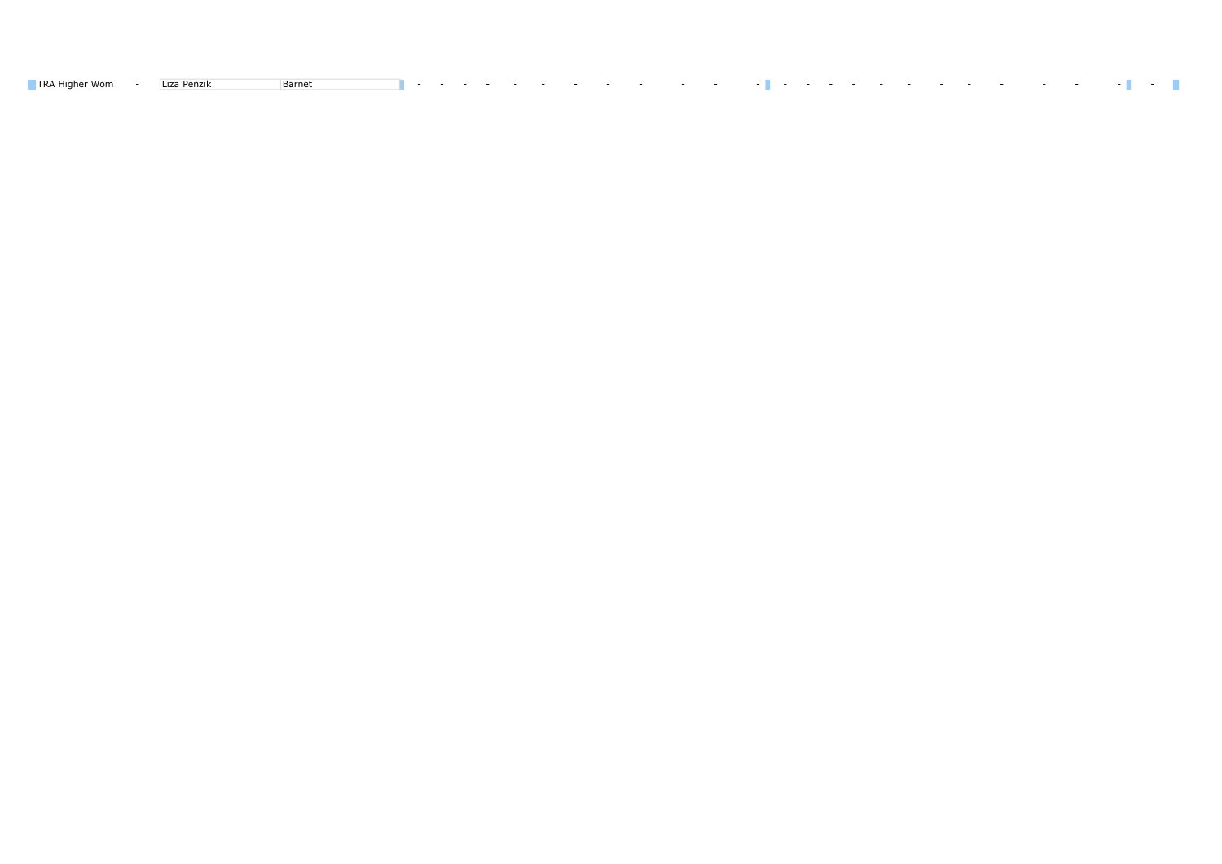| | | | | | | | | | | | | | | | | | | | | | | | | | | | | | | | | | |
|---|---|---|---|---|---|---|---|---|---|---|---|---|---|---|---|---|---|---|---|---|---|---|---|---|---|---|---|---|---|---|---|---|---|
| TRA Higher Wom | - | Liza Penzik | Barnet | | - | - | - | - | - | - | - | - | - | - | - | - | | - | - | - | - | - | - | - | - | - | - | - | - | | - | |